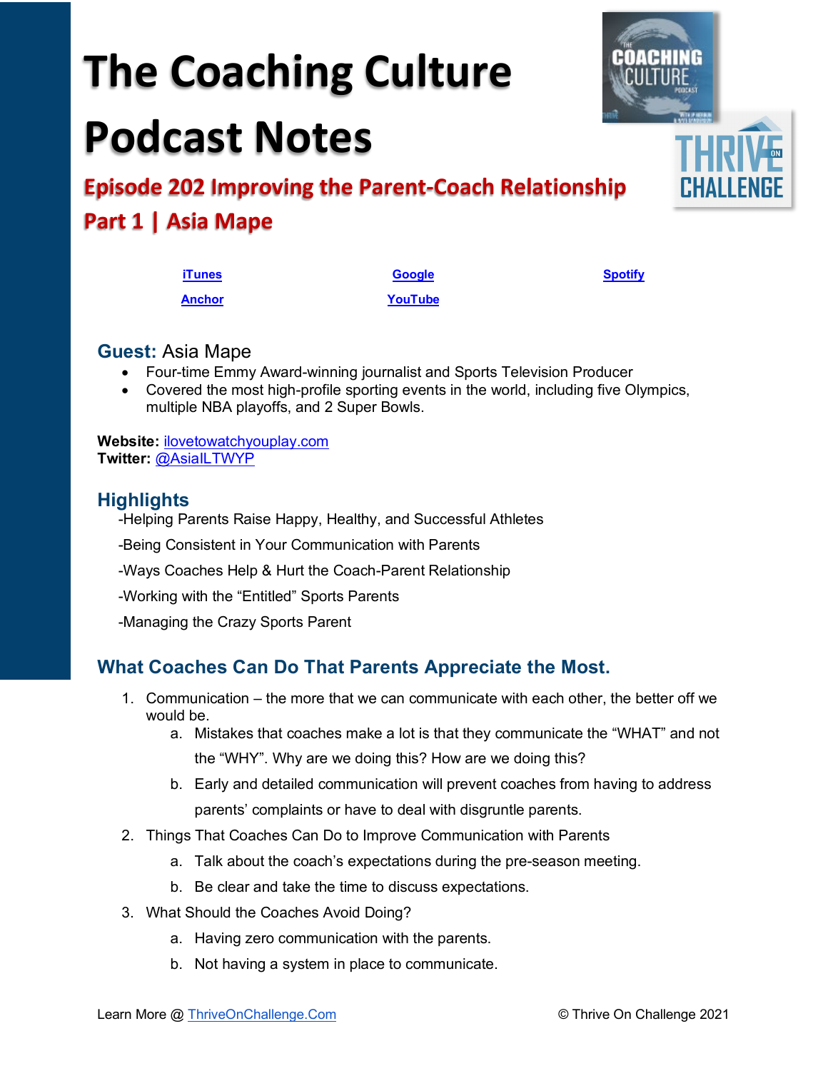# The Coaching Culture Podcast Notes

## Episode 202 Improving the Parent-Coach Relationship Part 1 | Asia Mape

iTunes | Google | Spotify
Anchor | YouTube

### Guest: Asia Mape

- Four-time Emmy Award-winning journalist and Sports Television Producer
- Covered the most high-profile sporting events in the world, including five Olympics, multiple NBA playoffs, and 2 Super Bowls.

**Website:** ilovetowatchyouplay.com
**Twitter:** @AsiaILTWYP

### Highlights

-Helping Parents Raise Happy, Healthy, and Successful Athletes

-Being Consistent in Your Communication with Parents

-Ways Coaches Help & Hurt the Coach-Parent Relationship

-Working with the "Entitled" Sports Parents

-Managing the Crazy Sports Parent

### What Coaches Can Do That Parents Appreciate the Most.

1. Communication – the more that we can communicate with each other, the better off we would be.
   a. Mistakes that coaches make a lot is that they communicate the "WHAT" and not the "WHY". Why are we doing this? How are we doing this?
   b. Early and detailed communication will prevent coaches from having to address parents' complaints or have to deal with disgruntle parents.
2. Things That Coaches Can Do to Improve Communication with Parents
   a. Talk about the coach's expectations during the pre-season meeting.
   b. Be clear and take the time to discuss expectations.
3. What Should the Coaches Avoid Doing?
   a. Having zero communication with the parents.
   b. Not having a system in place to communicate.

Learn More @ ThriveOnChallenge.Com © Thrive On Challenge 2021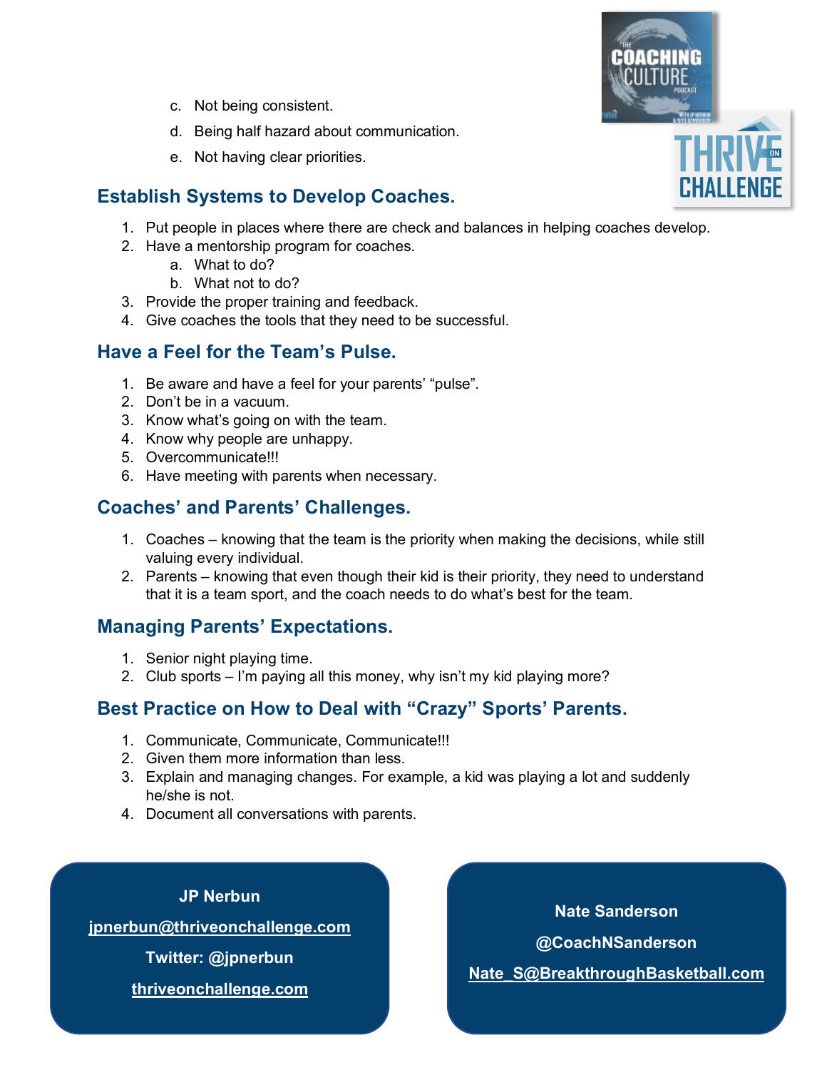c. Not being consistent.
d. Being half hazard about communication.
e. Not having clear priorities.

## Establish Systems to Develop Coaches.

1. Put people in places where there are check and balances in helping coaches develop.
2. Have a mentorship program for coaches.
   a. What to do?
   b. What not to do?
3. Provide the proper training and feedback.
4. Give coaches the tools that they need to be successful.

## Have a Feel for the Team's Pulse.

1. Be aware and have a feel for your parents' "pulse".
2. Don't be in a vacuum.
3. Know what's going on with the team.
4. Know why people are unhappy.
5. Overcommunicate!!!
6. Have meeting with parents when necessary.

## Coaches' and Parents' Challenges.

1. Coaches – knowing that the team is the priority when making the decisions, while still valuing every individual.
2. Parents – knowing that even though their kid is their priority, they need to understand that it is a team sport, and the coach needs to do what's best for the team.

## Managing Parents' Expectations.

1. Senior night playing time.
2. Club sports – I'm paying all this money, why isn't my kid playing more?

## Best Practice on How to Deal with "Crazy" Sports' Parents.

1. Communicate, Communicate, Communicate!!!
2. Given them more information than less.
3. Explain and managing changes. For example, a kid was playing a lot and suddenly he/she is not.
4. Document all conversations with parents.

**JP Nerbun**
**jpnerbun@thriveonchallenge.com**
**Twitter: @jpnerbun**
**thriveonchallenge.com**

**Nate Sanderson**
**@CoachNSanderson**
**Nate_S@BreakthroughBasketball.com**